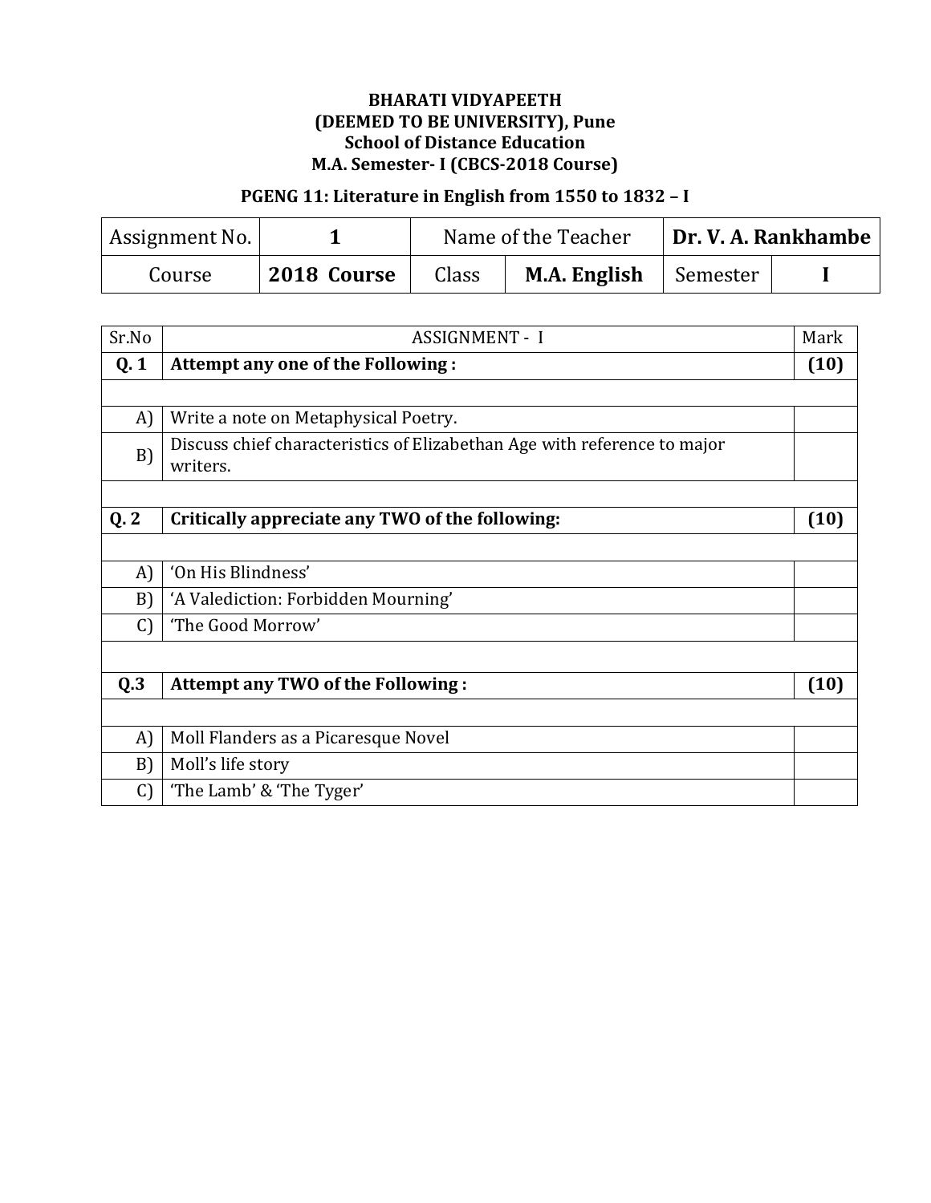**BHARATI VIDYAPEETH**
**(DEEMED TO BE UNIVERSITY), Pune**
**School of Distance Education**
**M.A. Semester- I (CBCS-2018 Course)**

**PGENG 11: Literature in English from 1550 to 1832 – I**

| Assignment No. | **1** | Name of the Teacher | | **Dr. V. A. Rankhambe** | |
|---|---|---|---|---|---|
| Course | **2018 Course** | Class | **M.A. English** | Semester | **I** |

| Sr.No | ASSIGNMENT - I | Mark |
|---|---|---|
| **Q. 1** | **Attempt any one of the Following :** | **(10)** |
| | | |
| A) | Write a note on Metaphysical Poetry. | |
| B) | Discuss chief characteristics of Elizabethan Age with reference to major writers. | |
| | | |
| **Q. 2** | **Critically appreciate any TWO of the following:** | **(10)** |
| | | |
| A) | 'On His Blindness' | |
| B) | 'A Valediction: Forbidden Mourning' | |
| C) | 'The Good Morrow' | |
| | | |
| **Q.3** | **Attempt any TWO of the Following :** | **(10)** |
| | | |
| A) | Moll Flanders as a Picaresque Novel | |
| B) | Moll's life story | |
| C) | 'The Lamb' & 'The Tyger' | |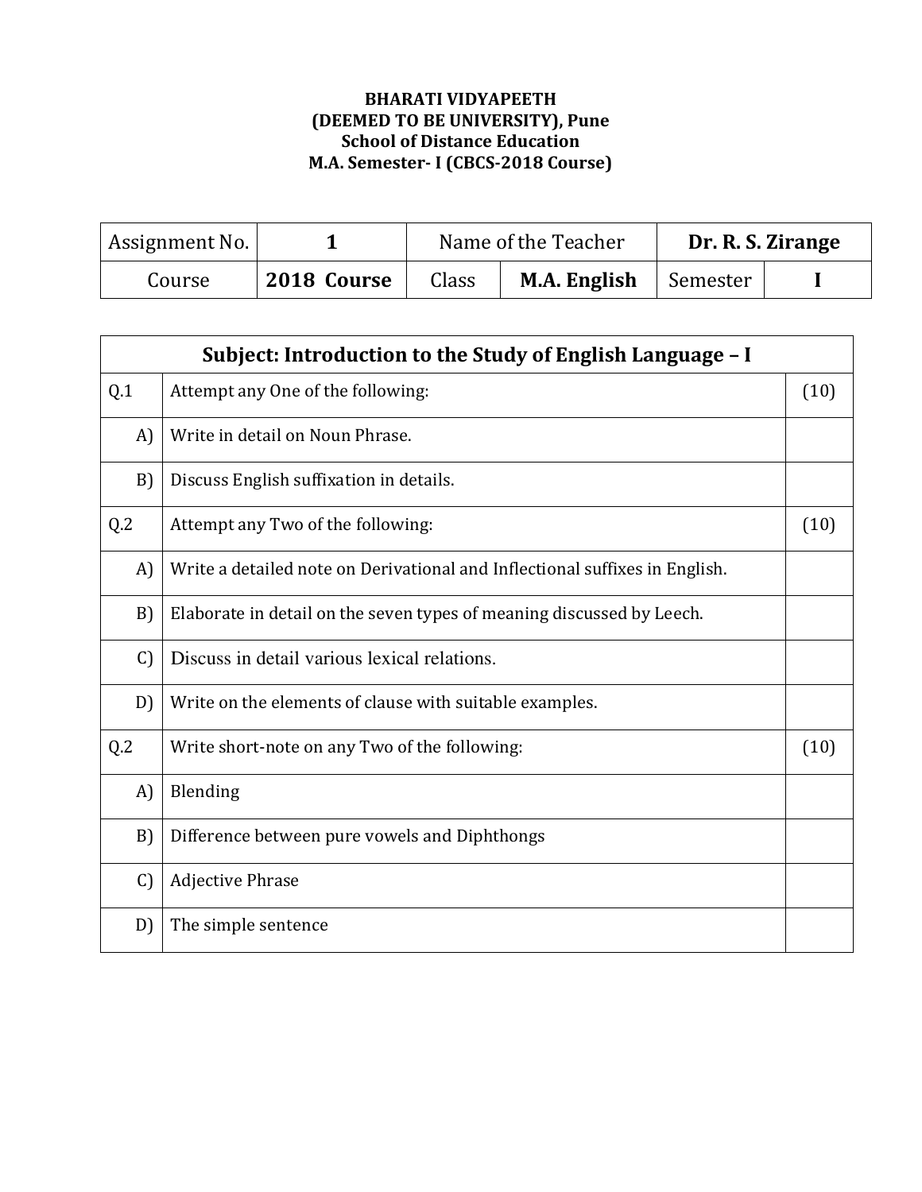**BHARATI VIDYAPEETH**
**(DEEMED TO BE UNIVERSITY), Pune**
**School of Distance Education**
**M.A. Semester- I (CBCS-2018 Course)**

| Assignment No. | **1** | Name of the Teacher | | **Dr. R. S. Zirange** | |
|---|---|---|---|---|---|
| Course | **2018 Course** | Class | **M.A. English** | Semester | **I** |

| **Subject: Introduction to the Study of English Language – I** | | |
|---|---|---|
| Q.1 | Attempt any One of the following: | (10) |
| A) | Write in detail on Noun Phrase. | |
| B) | Discuss English suffixation in details. | |
| Q.2 | Attempt any Two of the following: | (10) |
| A) | Write a detailed note on Derivational and Inflectional suffixes in English. | |
| B) | Elaborate in detail on the seven types of meaning discussed by Leech. | |
| C) | Discuss in detail various lexical relations. | |
| D) | Write on the elements of clause with suitable examples. | |
| Q.2 | Write short-note on any Two of the following: | (10) |
| A) | Blending | |
| B) | Difference between pure vowels and Diphthongs | |
| C) | Adjective Phrase | |
| D) | The simple sentence | |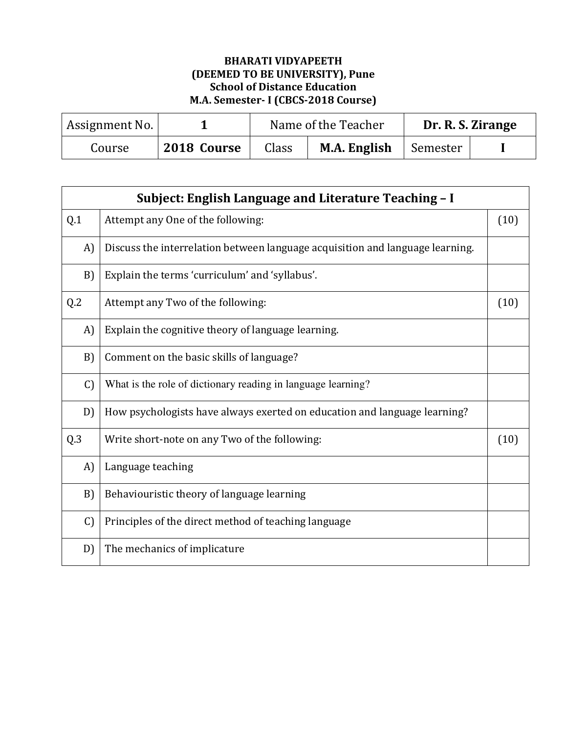**BHARATI VIDYAPEETH**
**(DEEMED TO BE UNIVERSITY), Pune**
**School of Distance Education**
**M.A. Semester- I (CBCS-2018 Course)**

| Assignment No. | **1** | Name of the Teacher | | **Dr. R. S. Zirange** | |
|---|---|---|---|---|---|
| Course | **2018 Course** | Class | **M.A. English** | Semester | **I** |

| **Subject: English Language and Literature Teaching – I** | | |
|---|---|---|
| Q.1 | Attempt any One of the following: | (10) |
| A) | Discuss the interrelation between language acquisition and language learning. | |
| B) | Explain the terms 'curriculum' and 'syllabus'. | |
| Q.2 | Attempt any Two of the following: | (10) |
| A) | Explain the cognitive theory of language learning. | |
| B) | Comment on the basic skills of language? | |
| C) | What is the role of dictionary reading in language learning? | |
| D) | How psychologists have always exerted on education and language learning? | |
| Q.3 | Write short-note on any Two of the following: | (10) |
| A) | Language teaching | |
| B) | Behaviouristic theory of language learning | |
| C) | Principles of the direct method of teaching language | |
| D) | The mechanics of implicature | |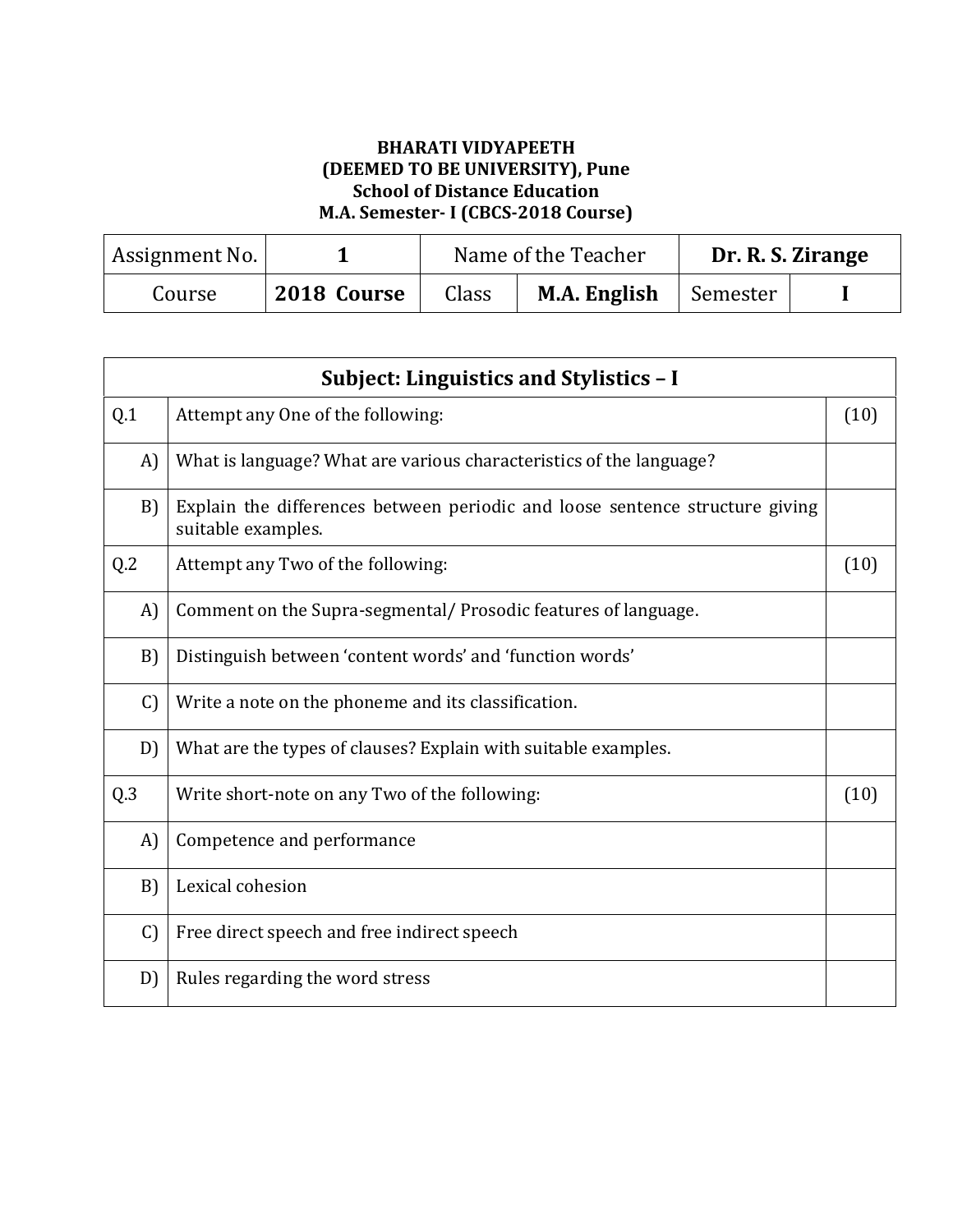**BHARATI VIDYAPEETH**
**(DEEMED TO BE UNIVERSITY), Pune**
**School of Distance Education**
**M.A. Semester- I (CBCS-2018 Course)**

| Assignment No. | **1** | Name of the Teacher | | **Dr. R. S. Zirange** | |
|---|---|---|---|---|---|
| Course | **2018 Course** | Class | **M.A. English** | Semester | **I** |

| **Subject: Linguistics and Stylistics – I** | | |
|---|---|---|
| Q.1 | Attempt any One of the following: | (10) |
| A) | What is language? What are various characteristics of the language? | |
| B) | Explain the differences between periodic and loose sentence structure giving suitable examples. | |
| Q.2 | Attempt any Two of the following: | (10) |
| A) | Comment on the Supra-segmental/ Prosodic features of language. | |
| B) | Distinguish between 'content words' and 'function words' | |
| C) | Write a note on the phoneme and its classification. | |
| D) | What are the types of clauses? Explain with suitable examples. | |
| Q.3 | Write short-note on any Two of the following: | (10) |
| A) | Competence and performance | |
| B) | Lexical cohesion | |
| C) | Free direct speech and free indirect speech | |
| D) | Rules regarding the word stress | |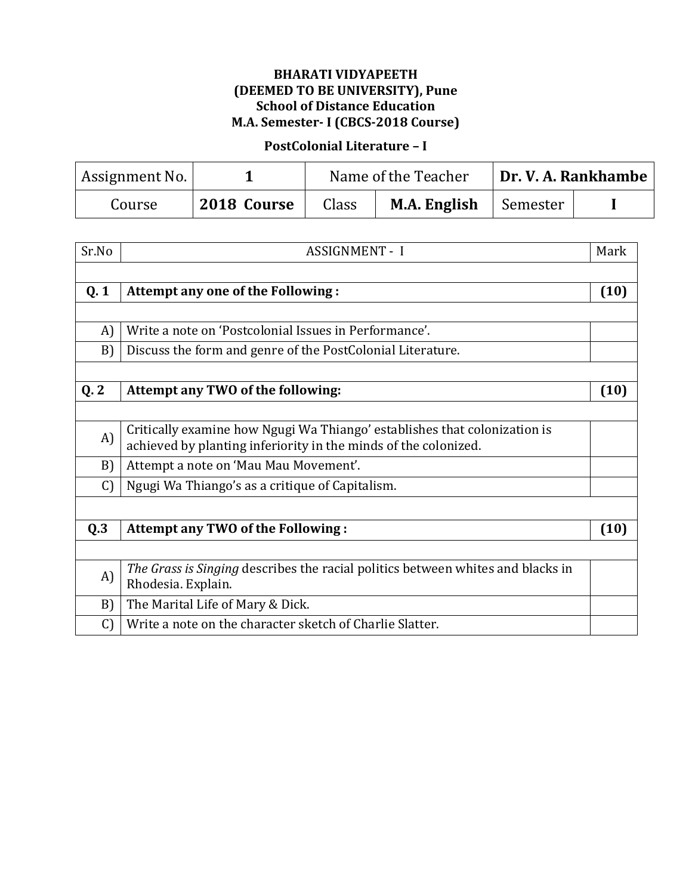**BHARATI VIDYAPEETH**
**(DEEMED TO BE UNIVERSITY), Pune**
**School of Distance Education**
**M.A. Semester- I (CBCS-2018 Course)**

**PostColonial Literature – I**

| Assignment No. | **1** | Name of the Teacher | | **Dr. V. A. Rankhambe** | |
|---|---|---|---|---|---|
| Course | **2018 Course** | Class | **M.A. English** | Semester | **I** |

| Sr.No | ASSIGNMENT - I | Mark |
|---|---|---|
| | | |
| **Q. 1** | **Attempt any one of the Following :** | **(10)** |
| | | |
| A) | Write a note on 'Postcolonial Issues in Performance'. | |
| B) | Discuss the form and genre of the PostColonial Literature. | |
| | | |
| **Q. 2** | **Attempt any TWO of the following:** | **(10)** |
| | | |
| A) | Critically examine how Ngugi Wa Thiango' establishes that colonization is achieved by planting inferiority in the minds of the colonized. | |
| B) | Attempt a note on 'Mau Mau Movement'. | |
| C) | Ngugi Wa Thiango's as a critique of Capitalism. | |
| | | |
| **Q.3** | **Attempt any TWO of the Following :** | **(10)** |
| | | |
| A) | *The Grass is Singing* describes the racial politics between whites and blacks in Rhodesia. Explain. | |
| B) | The Marital Life of Mary & Dick. | |
| C) | Write a note on the character sketch of Charlie Slatter. | |